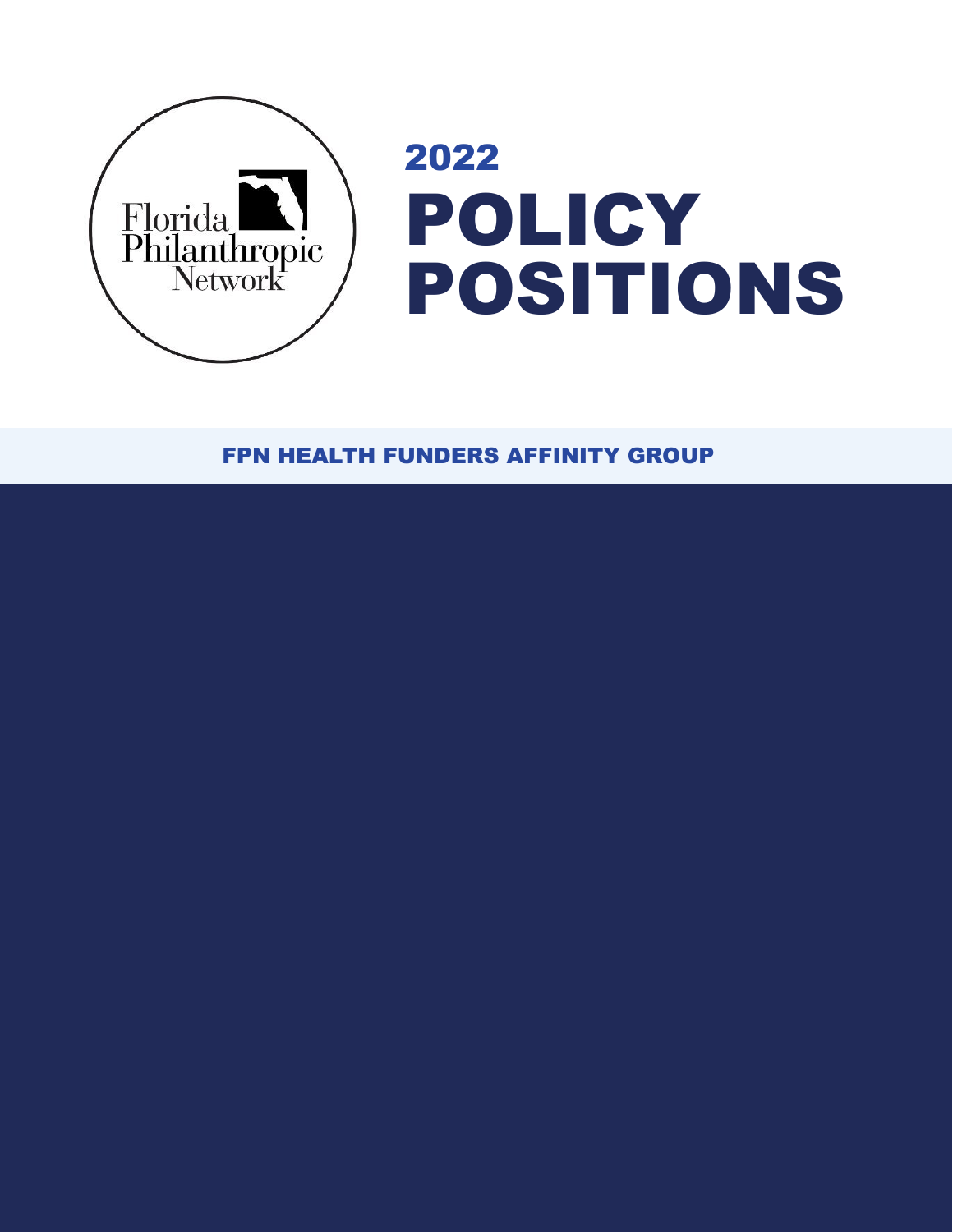Florida Philanthropic Network

# 2022 POLICY POSITIONS

## FPN HEALTH FUNDERS AFFINITY GROUP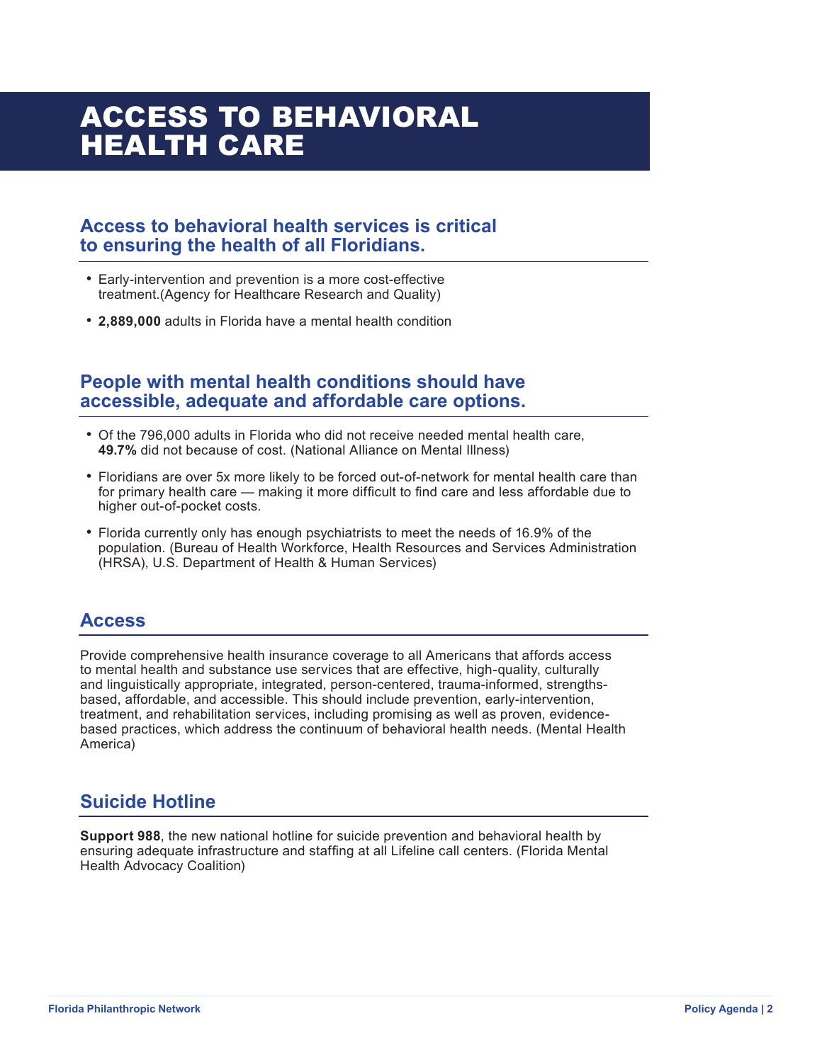# ACCESS TO BEHAVIORAL HEALTH CARE

## Access to behavioral health services is critical to ensuring the health of all Floridians.

- Early-intervention and prevention is a more cost-effective treatment.(Agency for Healthcare Research and Quality)
- **2,889,000** adults in Florida have a mental health condition

## People with mental health conditions should have accessible, adequate and affordable care options.

- Of the 796,000 adults in Florida who did not receive needed mental health care, **49.7%** did not because of cost. (National Alliance on Mental Illness)
- Floridians are over 5x more likely to be forced out-of-network for mental health care than for primary health care — making it more difficult to find care and less affordable due to higher out-of-pocket costs.
- Florida currently only has enough psychiatrists to meet the needs of 16.9% of the population. (Bureau of Health Workforce, Health Resources and Services Administration (HRSA), U.S. Department of Health & Human Services)

## Access

Provide comprehensive health insurance coverage to all Americans that affords access to mental health and substance use services that are effective, high-quality, culturally and linguistically appropriate, integrated, person-centered, trauma-informed, strengths-based, affordable, and accessible. This should include prevention, early-intervention, treatment, and rehabilitation services, including promising as well as proven, evidence-based practices, which address the continuum of behavioral health needs. (Mental Health America)

## Suicide Hotline

**Support 988**, the new national hotline for suicide prevention and behavioral health by ensuring adequate infrastructure and staffing at all Lifeline call centers. (Florida Mental Health Advocacy Coalition)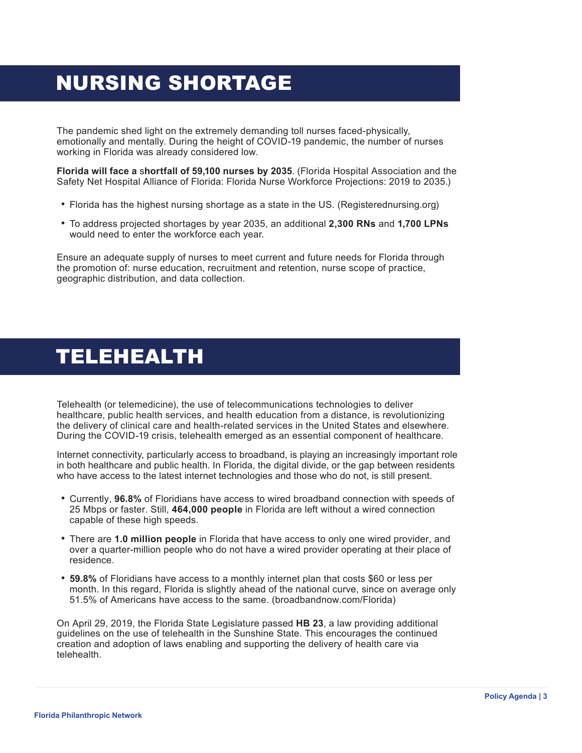# NURSING SHORTAGE

The pandemic shed light on the extremely demanding toll nurses faced-physically, emotionally and mentally. During the height of COVID-19 pandemic, the number of nurses working in Florida was already considered low.

**Florida will face a shortfall of 59,100 nurses by 2035**. (Florida Hospital Association and the Safety Net Hospital Alliance of Florida: Florida Nurse Workforce Projections: 2019 to 2035.)

- Florida has the highest nursing shortage as a state in the US. (Registerednursing.org)
- To address projected shortages by year 2035, an additional **2,300 RNs** and **1,700 LPNs** would need to enter the workforce each year.

Ensure an adequate supply of nurses to meet current and future needs for Florida through the promotion of: nurse education, recruitment and retention, nurse scope of practice, geographic distribution, and data collection.

# TELEHEALTH

Telehealth (or telemedicine), the use of telecommunications technologies to deliver healthcare, public health services, and health education from a distance, is revolutionizing the delivery of clinical care and health-related services in the United States and elsewhere. During the COVID-19 crisis, telehealth emerged as an essential component of healthcare.

Internet connectivity, particularly access to broadband, is playing an increasingly important role in both healthcare and public health. In Florida, the digital divide, or the gap between residents who have access to the latest internet technologies and those who do not, is still present.

- Currently, **96.8%** of Floridians have access to wired broadband connection with speeds of 25 Mbps or faster. Still, **464,000 people** in Florida are left without a wired connection capable of these high speeds.
- There are **1.0 million people** in Florida that have access to only one wired provider, and over a quarter-million people who do not have a wired provider operating at their place of residence.
- **59.8%** of Floridians have access to a monthly internet plan that costs $60 or less per month. In this regard, Florida is slightly ahead of the national curve, since on average only 51.5% of Americans have access to the same. (broadbandnow.com/Florida)

On April 29, 2019, the Florida State Legislature passed **HB 23**, a law providing additional guidelines on the use of telehealth in the Sunshine State. This encourages the continued creation and adoption of laws enabling and supporting the delivery of health care via telehealth.